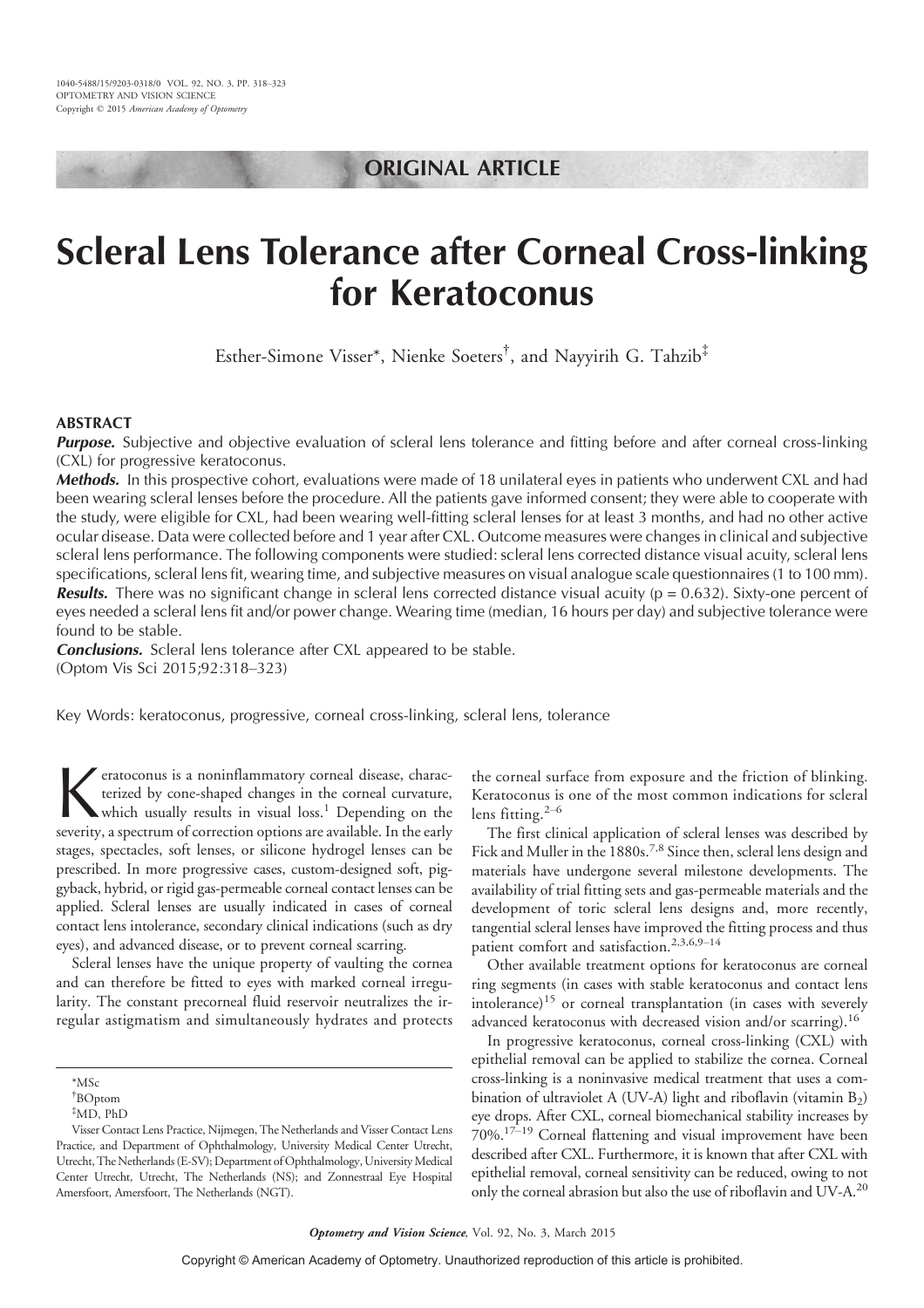ORIGINAL ARTICLE

# Scleral Lens Tolerance after Corneal Cross-linking for Keratoconus

Esther-Simone Visser*, Nienke Soeters†, and Nayyirih G. Tahzib‡

## ABSTRACT

***Purpose.*** Subjective and objective evaluation of scleral lens tolerance and fitting before and after corneal cross-linking (CXL) for progressive keratoconus.

***Methods.*** In this prospective cohort, evaluations were made of 18 unilateral eyes in patients who underwent CXL and had been wearing scleral lenses before the procedure. All the patients gave informed consent; they were able to cooperate with the study, were eligible for CXL, had been wearing well-fitting scleral lenses for at least 3 months, and had no other active ocular disease. Data were collected before and 1 year after CXL. Outcome measures were changes in clinical and subjective scleral lens performance. The following components were studied: scleral lens corrected distance visual acuity, scleral lens specifications, scleral lens fit, wearing time, and subjective measures on visual analogue scale questionnaires (1 to 100 mm).

***Results.*** There was no significant change in scleral lens corrected distance visual acuity ($p = 0.632$). Sixty-one percent of eyes needed a scleral lens fit and/or power change. Wearing time (median, 16 hours per day) and subjective tolerance were found to be stable.

***Conclusions.*** Scleral lens tolerance after CXL appeared to be stable.

(Optom Vis Sci 2015;92:318–323)

Key Words: keratoconus, progressive, corneal cross-linking, scleral lens, tolerance

Keratoconus is a noninflammatory corneal disease, characterized by cone-shaped changes in the corneal curvature, which usually results in visual loss.[1] Depending on the severity, a spectrum of correction options are available. In the early stages, spectacles, soft lenses, or silicone hydrogel lenses can be prescribed. In more progressive cases, custom-designed soft, piggyback, hybrid, or rigid gas-permeable corneal contact lenses can be applied. Scleral lenses are usually indicated in cases of corneal contact lens intolerance, secondary clinical indications (such as dry eyes), and advanced disease, or to prevent corneal scarring.

Scleral lenses have the unique property of vaulting the cornea and can therefore be fitted to eyes with marked corneal irregularity. The constant precorneal fluid reservoir neutralizes the irregular astigmatism and simultaneously hydrates and protects the corneal surface from exposure and the friction of blinking. Keratoconus is one of the most common indications for scleral lens fitting.[2–6]

The first clinical application of scleral lenses was described by Fick and Muller in the 1880s.[7,8] Since then, scleral lens design and materials have undergone several milestone developments. The availability of trial fitting sets and gas-permeable materials and the development of toric scleral lens designs and, more recently, tangential scleral lenses have improved the fitting process and thus patient comfort and satisfaction.[2,3,6,9–14]

Other available treatment options for keratoconus are corneal ring segments (in cases with stable keratoconus and contact lens intolerance)[15] or corneal transplantation (in cases with severely advanced keratoconus with decreased vision and/or scarring).[16]

In progressive keratoconus, corneal cross-linking (CXL) with epithelial removal can be applied to stabilize the cornea. Corneal cross-linking is a noninvasive medical treatment that uses a combination of ultraviolet A (UV-A) light and riboflavin (vitamin $B_2$) eye drops. After CXL, corneal biomechanical stability increases by 70%.[17–19] Corneal flattening and visual improvement have been described after CXL. Furthermore, it is known that after CXL with epithelial removal, corneal sensitivity can be reduced, owing to not only the corneal abrasion but also the use of riboflavin and UV-A.[20]

---

*MSc

†BOptom

‡MD, PhD

Visser Contact Lens Practice, Nijmegen, The Netherlands and Visser Contact Lens Practice, and Department of Ophthalmology, University Medical Center Utrecht, Utrecht, The Netherlands (E-SV); Department of Ophthalmology, University Medical Center Utrecht, Utrecht, The Netherlands (NS); and Zonnestraal Eye Hospital Amersfoort, Amersfoort, The Netherlands (NGT).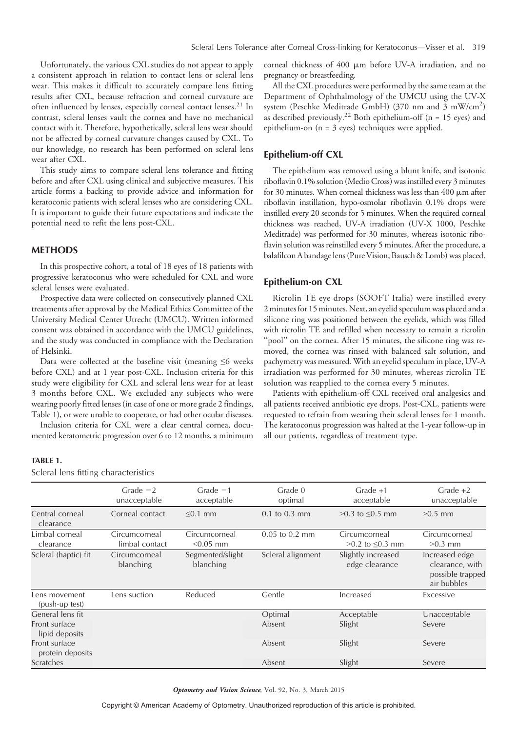Unfortunately, the various CXL studies do not appear to apply a consistent approach in relation to contact lens or scleral lens wear. This makes it difficult to accurately compare lens fitting results after CXL, because refraction and corneal curvature are often influenced by lenses, especially corneal contact lenses.[21] In contrast, scleral lenses vault the cornea and have no mechanical contact with it. Therefore, hypothetically, scleral lens wear should not be affected by corneal curvature changes caused by CXL. To our knowledge, no research has been performed on scleral lens wear after CXL.

This study aims to compare scleral lens tolerance and fitting before and after CXL using clinical and subjective measures. This article forms a backing to provide advice and information for keratoconic patients with scleral lenses who are considering CXL. It is important to guide their future expectations and indicate the potential need to refit the lens post-CXL.

## METHODS

In this prospective cohort, a total of 18 eyes of 18 patients with progressive keratoconus who were scheduled for CXL and wore scleral lenses were evaluated.

Prospective data were collected on consecutively planned CXL treatments after approval by the Medical Ethics Committee of the University Medical Center Utrecht (UMCU). Written informed consent was obtained in accordance with the UMCU guidelines, and the study was conducted in compliance with the Declaration of Helsinki.

Data were collected at the baseline visit (meaning ≤6 weeks before CXL) and at 1 year post-CXL. Inclusion criteria for this study were eligibility for CXL and scleral lens wear for at least 3 months before CXL. We excluded any subjects who were wearing poorly fitted lenses (in case of one or more grade 2 findings, Table 1), or were unable to cooperate, or had other ocular diseases.

Inclusion criteria for CXL were a clear central cornea, documented keratometric progression over 6 to 12 months, a minimum corneal thickness of 400 μm before UV-A irradiation, and no pregnancy or breastfeeding.

All the CXL procedures were performed by the same team at the Department of Ophthalmology of the UMCU using the UV-X system (Peschke Meditrade GmbH) (370 nm and 3 mW/cm$^2$) as described previously.[22] Both epithelium-off (n = 15 eyes) and epithelium-on (n = 3 eyes) techniques were applied.

### Epithelium-off CXL

The epithelium was removed using a blunt knife, and isotonic riboflavin 0.1% solution (Medio Cross) was instilled every 3 minutes for 30 minutes. When corneal thickness was less than 400 μm after riboflavin instillation, hypo-osmolar riboflavin 0.1% drops were instilled every 20 seconds for 5 minutes. When the required corneal thickness was reached, UV-A irradiation (UV-X 1000, Peschke Meditrade) was performed for 30 minutes, whereas isotonic riboflavin solution was reinstilled every 5 minutes. After the procedure, a balafilcon A bandage lens (Pure Vision, Bausch & Lomb) was placed.

### Epithelium-on CXL

Ricrolin TE eye drops (SOOFT Italia) were instilled every 2 minutes for 15 minutes. Next, an eyelid speculum was placed and a silicone ring was positioned between the eyelids, which was filled with ricrolin TE and refilled when necessary to remain a ricrolin "pool" on the cornea. After 15 minutes, the silicone ring was removed, the cornea was rinsed with balanced salt solution, and pachymetry was measured. With an eyelid speculum in place, UV-A irradiation was performed for 30 minutes, whereas ricrolin TE solution was reapplied to the cornea every 5 minutes.

Patients with epithelium-off CXL received oral analgesics and all patients received antibiotic eye drops. Post-CXL, patients were requested to refrain from wearing their scleral lenses for 1 month. The keratoconus progression was halted at the 1-year follow-up in all our patients, regardless of treatment type.

**TABLE 1.**

Scleral lens fitting characteristics

| | Grade −2 unacceptable | Grade −1 acceptable | Grade 0 optimal | Grade +1 acceptable | Grade +2 unacceptable |
|---|---|---|---|---|---|
| Central corneal clearance | Corneal contact | ≤0.1 mm | 0.1 to 0.3 mm | >0.3 to ≤0.5 mm | >0.5 mm |
| Limbal corneal clearance | Circumcorneal limbal contact | Circumcorneal <0.05 mm | 0.05 to 0.2 mm | Circumcorneal >0.2 to ≤0.3 mm | Circumcorneal >0.3 mm |
| Scleral (haptic) fit | Circumcorneal blanching | Segmented/slight blanching | Scleral alignment | Slightly increased edge clearance | Increased edge clearance, with possible trapped air bubbles |
| Lens movement (push-up test) | Lens suction | Reduced | Gentle | Increased | Excessive |
| General lens fit | | | Optimal | Acceptable | Unacceptable |
| Front surface lipid deposits | | | Absent | Slight | Severe |
| Front surface protein deposits | | | Absent | Slight | Severe |
| Scratches | | | Absent | Slight | Severe |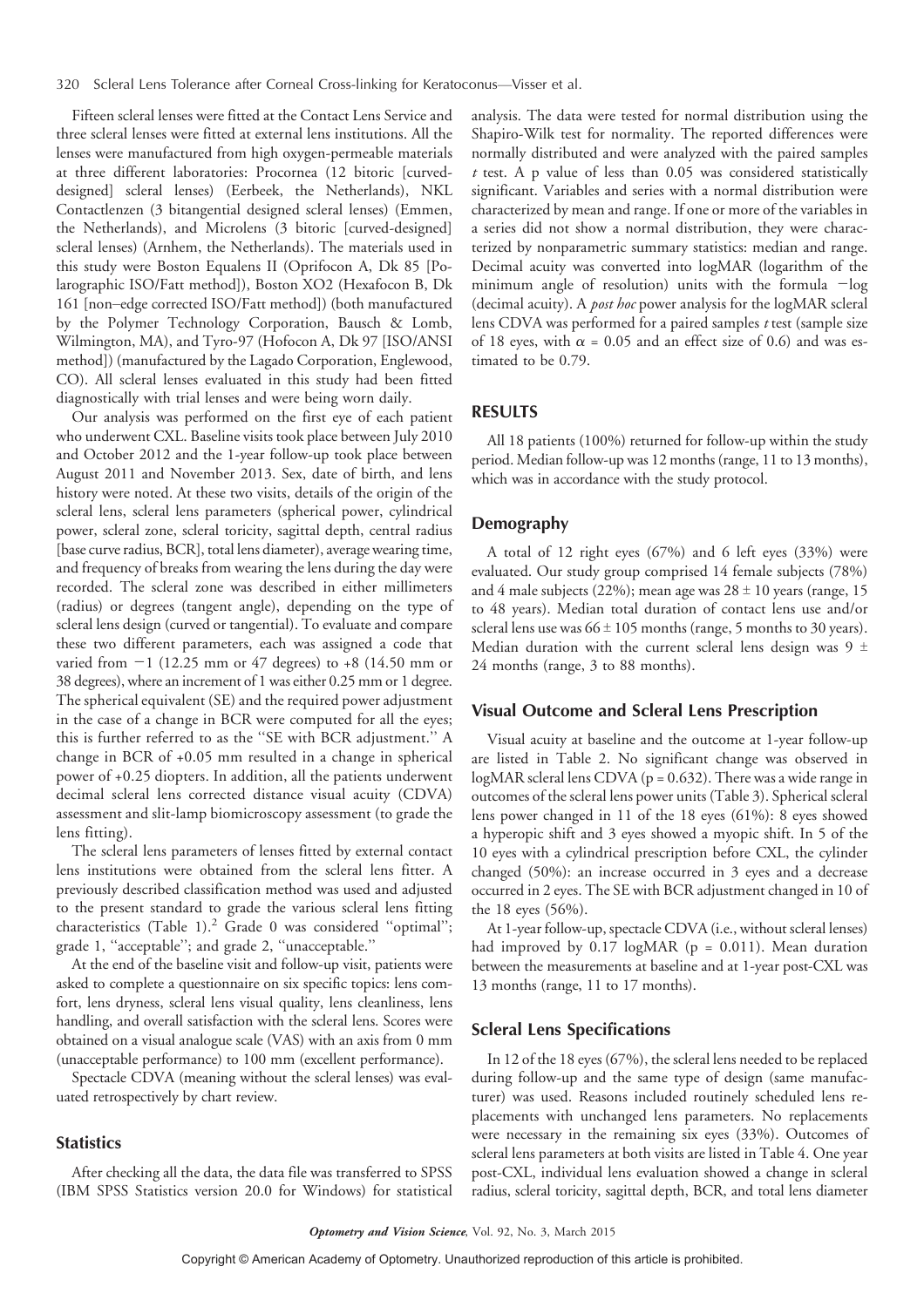Fifteen scleral lenses were fitted at the Contact Lens Service and three scleral lenses were fitted at external lens institutions. All the lenses were manufactured from high oxygen-permeable materials at three different laboratories: Procornea (12 bitoric [curved-designed] scleral lenses) (Eerbeek, the Netherlands), NKL Contactlenzen (3 bitangential designed scleral lenses) (Emmen, the Netherlands), and Microlens (3 bitoric [curved-designed] scleral lenses) (Arnhem, the Netherlands). The materials used in this study were Boston Equalens II (Oprifocon A, Dk 85 [Polarographic ISO/Fatt method]), Boston XO2 (Hexafocon B, Dk 161 [non–edge corrected ISO/Fatt method]) (both manufactured by the Polymer Technology Corporation, Bausch & Lomb, Wilmington, MA), and Tyro-97 (Hofocon A, Dk 97 [ISO/ANSI method]) (manufactured by the Lagado Corporation, Englewood, CO). All scleral lenses evaluated in this study had been fitted diagnostically with trial lenses and were being worn daily.

Our analysis was performed on the first eye of each patient who underwent CXL. Baseline visits took place between July 2010 and October 2012 and the 1-year follow-up took place between August 2011 and November 2013. Sex, date of birth, and lens history were noted. At these two visits, details of the origin of the scleral lens, scleral lens parameters (spherical power, cylindrical power, scleral zone, scleral toricity, sagittal depth, central radius [base curve radius, BCR], total lens diameter), average wearing time, and frequency of breaks from wearing the lens during the day were recorded. The scleral zone was described in either millimeters (radius) or degrees (tangent angle), depending on the type of scleral lens design (curved or tangential). To evaluate and compare these two different parameters, each was assigned a code that varied from −1 (12.25 mm or 47 degrees) to +8 (14.50 mm or 38 degrees), where an increment of 1 was either 0.25 mm or 1 degree. The spherical equivalent (SE) and the required power adjustment in the case of a change in BCR were computed for all the eyes; this is further referred to as the ''SE with BCR adjustment.'' A change in BCR of +0.05 mm resulted in a change in spherical power of +0.25 diopters. In addition, all the patients underwent decimal scleral lens corrected distance visual acuity (CDVA) assessment and slit-lamp biomicroscopy assessment (to grade the lens fitting).

The scleral lens parameters of lenses fitted by external contact lens institutions were obtained from the scleral lens fitter. A previously described classification method was used and adjusted to the present standard to grade the various scleral lens fitting characteristics (Table 1).[2] Grade 0 was considered ''optimal''; grade 1, ''acceptable''; and grade 2, ''unacceptable.''

At the end of the baseline visit and follow-up visit, patients were asked to complete a questionnaire on six specific topics: lens comfort, lens dryness, scleral lens visual quality, lens cleanliness, lens handling, and overall satisfaction with the scleral lens. Scores were obtained on a visual analogue scale (VAS) with an axis from 0 mm (unacceptable performance) to 100 mm (excellent performance).

Spectacle CDVA (meaning without the scleral lenses) was evaluated retrospectively by chart review.

### Statistics

After checking all the data, the data file was transferred to SPSS (IBM SPSS Statistics version 20.0 for Windows) for statistical analysis. The data were tested for normal distribution using the Shapiro-Wilk test for normality. The reported differences were normally distributed and were analyzed with the paired samples $t$ test. A p value of less than 0.05 was considered statistically significant. Variables and series with a normal distribution were characterized by mean and range. If one or more of the variables in a series did not show a normal distribution, they were characterized by nonparametric summary statistics: median and range. Decimal acuity was converted into logMAR (logarithm of the minimum angle of resolution) units with the formula −log (decimal acuity). A *post hoc* power analysis for the logMAR scleral lens CDVA was performed for a paired samples $t$ test (sample size of 18 eyes, with $\alpha = 0.05$ and an effect size of 0.6) and was estimated to be 0.79.

## RESULTS

All 18 patients (100%) returned for follow-up within the study period. Median follow-up was 12 months (range, 11 to 13 months), which was in accordance with the study protocol.

### Demography

A total of 12 right eyes (67%) and 6 left eyes (33%) were evaluated. Our study group comprised 14 female subjects (78%) and 4 male subjects (22%); mean age was 28 ± 10 years (range, 15 to 48 years). Median total duration of contact lens use and/or scleral lens use was 66 ± 105 months (range, 5 months to 30 years). Median duration with the current scleral lens design was 9 ± 24 months (range, 3 to 88 months).

### Visual Outcome and Scleral Lens Prescription

Visual acuity at baseline and the outcome at 1-year follow-up are listed in Table 2. No significant change was observed in logMAR scleral lens CDVA (p = 0.632). There was a wide range in outcomes of the scleral lens power units (Table 3). Spherical scleral lens power changed in 11 of the 18 eyes (61%): 8 eyes showed a hyperopic shift and 3 eyes showed a myopic shift. In 5 of the 10 eyes with a cylindrical prescription before CXL, the cylinder changed (50%): an increase occurred in 3 eyes and a decrease occurred in 2 eyes. The SE with BCR adjustment changed in 10 of the 18 eyes (56%).

At 1-year follow-up, spectacle CDVA (i.e., without scleral lenses) had improved by 0.17 logMAR (p = 0.011). Mean duration between the measurements at baseline and at 1-year post-CXL was 13 months (range, 11 to 17 months).

### Scleral Lens Specifications

In 12 of the 18 eyes (67%), the scleral lens needed to be replaced during follow-up and the same type of design (same manufacturer) was used. Reasons included routinely scheduled lens replacements with unchanged lens parameters. No replacements were necessary in the remaining six eyes (33%). Outcomes of scleral lens parameters at both visits are listed in Table 4. One year post-CXL, individual lens evaluation showed a change in scleral radius, scleral toricity, sagittal depth, BCR, and total lens diameter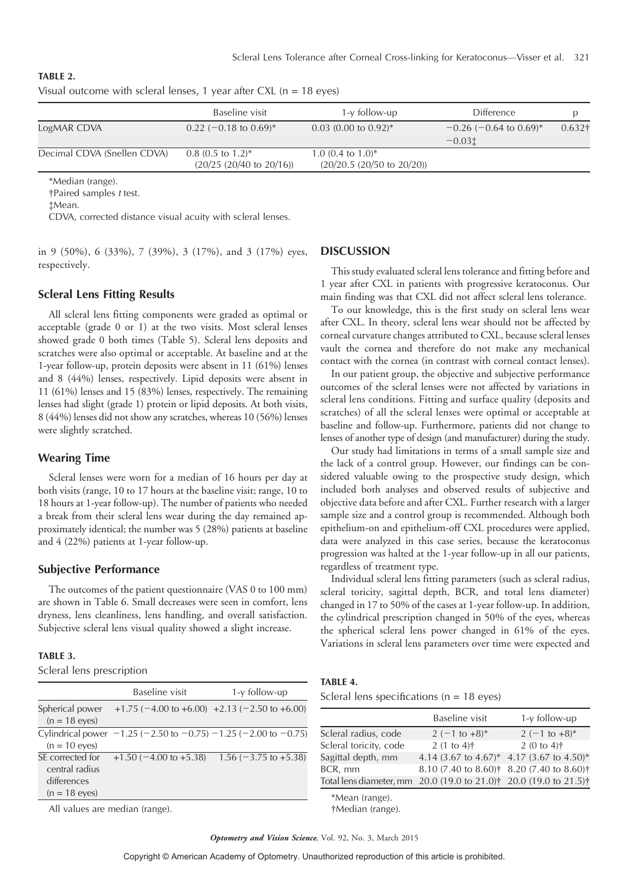**TABLE 2.**
Visual outcome with scleral lenses, 1 year after CXL (n = 18 eyes)

| | Baseline visit | 1-y follow-up | Difference | p |
|---|---|---|---|---|
| LogMAR CDVA | 0.22 (−0.18 to 0.69)* | 0.03 (0.00 to 0.92)* | −0.26 (−0.64 to 0.69)* −0.03‡ | 0.632† |
| Decimal CDVA (Snellen CDVA) | 0.8 (0.5 to 1.2)* (20/25 (20/40 to 20/16)) | 1.0 (0.4 to 1.0)* (20/20.5 (20/50 to 20/20)) | | |

*Median (range).
†Paired samples *t* test.
‡Mean.
CDVA, corrected distance visual acuity with scleral lenses.

in 9 (50%), 6 (33%), 7 (39%), 3 (17%), and 3 (17%) eyes, respectively.

### Scleral Lens Fitting Results

All scleral lens fitting components were graded as optimal or acceptable (grade 0 or 1) at the two visits. Most scleral lenses showed grade 0 both times (Table 5). Scleral lens deposits and scratches were also optimal or acceptable. At baseline and at the 1-year follow-up, protein deposits were absent in 11 (61%) lenses and 8 (44%) lenses, respectively. Lipid deposits were absent in 11 (61%) lenses and 15 (83%) lenses, respectively. The remaining lenses had slight (grade 1) protein or lipid deposits. At both visits, 8 (44%) lenses did not show any scratches, whereas 10 (56%) lenses were slightly scratched.

### Wearing Time

Scleral lenses were worn for a median of 16 hours per day at both visits (range, 10 to 17 hours at the baseline visit; range, 10 to 18 hours at 1-year follow-up). The number of patients who needed a break from their scleral lens wear during the day remained approximately identical; the number was 5 (28%) patients at baseline and 4 (22%) patients at 1-year follow-up.

### Subjective Performance

The outcomes of the patient questionnaire (VAS 0 to 100 mm) are shown in Table 6. Small decreases were seen in comfort, lens dryness, lens cleanliness, lens handling, and overall satisfaction. Subjective scleral lens visual quality showed a slight increase.

**TABLE 3.**
Scleral lens prescription

| | Baseline visit | 1-y follow-up |
|---|---|---|
| Spherical power (n = 18 eyes) | +1.75 (−4.00 to +6.00) | +2.13 (−2.50 to +6.00) |
| Cylindrical power (n = 10 eyes) | −1.25 (−2.50 to −0.75) | −1.25 (−2.00 to −0.75) |
| SE corrected for central radius differences (n = 18 eyes) | +1.50 (−4.00 to +5.38) | 1.56 (−3.75 to +5.38) |

All values are median (range).

## DISCUSSION

This study evaluated scleral lens tolerance and fitting before and 1 year after CXL in patients with progressive keratoconus. Our main finding was that CXL did not affect scleral lens tolerance.

To our knowledge, this is the first study on scleral lens wear after CXL. In theory, scleral lens wear should not be affected by corneal curvature changes attributed to CXL, because scleral lenses vault the cornea and therefore do not make any mechanical contact with the cornea (in contrast with corneal contact lenses).

In our patient group, the objective and subjective performance outcomes of the scleral lenses were not affected by variations in scleral lens conditions. Fitting and surface quality (deposits and scratches) of all the scleral lenses were optimal or acceptable at baseline and follow-up. Furthermore, patients did not change to lenses of another type of design (and manufacturer) during the study.

Our study had limitations in terms of a small sample size and the lack of a control group. However, our findings can be considered valuable owing to the prospective study design, which included both analyses and observed results of subjective and objective data before and after CXL. Further research with a larger sample size and a control group is recommended. Although both epithelium-on and epithelium-off CXL procedures were applied, data were analyzed in this case series, because the keratoconus progression was halted at the 1-year follow-up in all our patients, regardless of treatment type.

Individual scleral lens fitting parameters (such as scleral radius, scleral toricity, sagittal depth, BCR, and total lens diameter) changed in 17 to 50% of the cases at 1-year follow-up. In addition, the cylindrical prescription changed in 50% of the eyes, whereas the spherical scleral lens power changed in 61% of the eyes. Variations in scleral lens parameters over time were expected and

**TABLE 4.**
Scleral lens specifications (n = 18 eyes)

| | Baseline visit | 1-y follow-up |
|---|---|---|
| Scleral radius, code | 2 (−1 to +8)* | 2 (−1 to +8)* |
| Scleral toricity, code | 2 (1 to 4)† | 2 (0 to 4)† |
| Sagittal depth, mm | 4.14 (3.67 to 4.67)* | 4.17 (3.67 to 4.50)* |
| BCR, mm | 8.10 (7.40 to 8.60)† | 8.20 (7.40 to 8.60)† |
| Total lens diameter, mm | 20.0 (19.0 to 21.0)† | 20.0 (19.0 to 21.5)† |

*Mean (range).
†Median (range).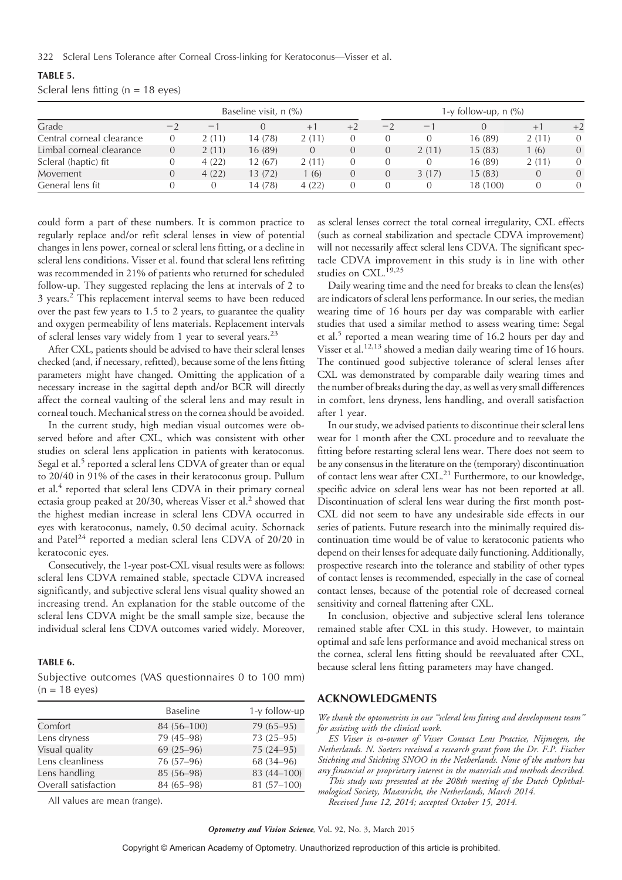**TABLE 5.**

Scleral lens fitting (n = 18 eyes)

| | Baseline visit, n (%) | | | | | 1-y follow-up, n (%) | | | | |
|---|---|---|---|---|---|---|---|---|---|---|
| Grade | −2 | −1 | 0 | +1 | +2 | −2 | −1 | 0 | +1 | +2 |
| Central corneal clearance | 0 | 2 (11) | 14 (78) | 2 (11) | 0 | 0 | 0 | 16 (89) | 2 (11) | 0 |
| Limbal corneal clearance | 0 | 2 (11) | 16 (89) | 0 | 0 | 0 | 2 (11) | 15 (83) | 1 (6) | 0 |
| Scleral (haptic) fit | 0 | 4 (22) | 12 (67) | 2 (11) | 0 | 0 | 0 | 16 (89) | 2 (11) | 0 |
| Movement | 0 | 4 (22) | 13 (72) | 1 (6) | 0 | 0 | 3 (17) | 15 (83) | 0 | 0 |
| General lens fit | 0 | 0 | 14 (78) | 4 (22) | 0 | 0 | 0 | 18 (100) | 0 | 0 |

could form a part of these numbers. It is common practice to regularly replace and/or refit scleral lenses in view of potential changes in lens power, corneal or scleral lens fitting, or a decline in scleral lens conditions. Visser et al. found that scleral lens refitting was recommended in 21% of patients who returned for scheduled follow-up. They suggested replacing the lens at intervals of 2 to 3 years.[2] This replacement interval seems to have been reduced over the past few years to 1.5 to 2 years, to guarantee the quality and oxygen permeability of lens materials. Replacement intervals of scleral lenses vary widely from 1 year to several years.[23]

After CXL, patients should be advised to have their scleral lenses checked (and, if necessary, refitted), because some of the lens fitting parameters might have changed. Omitting the application of a necessary increase in the sagittal depth and/or BCR will directly affect the corneal vaulting of the scleral lens and may result in corneal touch. Mechanical stress on the cornea should be avoided.

In the current study, high median visual outcomes were observed before and after CXL, which was consistent with other studies on scleral lens application in patients with keratoconus. Segal et al.[5] reported a scleral lens CDVA of greater than or equal to 20/40 in 91% of the cases in their keratoconus group. Pullum et al.[4] reported that scleral lens CDVA in their primary corneal ectasia group peaked at 20/30, whereas Visser et al.[2] showed that the highest median increase in scleral lens CDVA occurred in eyes with keratoconus, namely, 0.50 decimal acuity. Schornack and Patel[24] reported a median scleral lens CDVA of 20/20 in keratoconic eyes.

Consecutively, the 1-year post-CXL visual results were as follows: scleral lens CDVA remained stable, spectacle CDVA increased significantly, and subjective scleral lens visual quality showed an increasing trend. An explanation for the stable outcome of the scleral lens CDVA might be the small sample size, because the individual scleral lens CDVA outcomes varied widely. Moreover, as scleral lenses correct the total corneal irregularity, CXL effects (such as corneal stabilization and spectacle CDVA improvement) will not necessarily affect scleral lens CDVA. The significant spectacle CDVA improvement in this study is in line with other studies on CXL.[19,25]

**TABLE 6.**

Subjective outcomes (VAS questionnaires 0 to 100 mm) (n = 18 eyes)

| | Baseline | 1-y follow-up |
|---|---|---|
| Comfort | 84 (56–100) | 79 (65–95) |
| Lens dryness | 79 (45–98) | 73 (25–95) |
| Visual quality | 69 (25–96) | 75 (24–95) |
| Lens cleanliness | 76 (57–96) | 68 (34–96) |
| Lens handling | 85 (56–98) | 83 (44–100) |
| Overall satisfaction | 84 (65–98) | 81 (57–100) |

All values are mean (range).

Daily wearing time and the need for breaks to clean the lens(es) are indicators of scleral lens performance. In our series, the median wearing time of 16 hours per day was comparable with earlier studies that used a similar method to assess wearing time: Segal et al.[5] reported a mean wearing time of 16.2 hours per day and Visser et al.[12,13] showed a median daily wearing time of 16 hours. The continued good subjective tolerance of scleral lenses after CXL was demonstrated by comparable daily wearing times and the number of breaks during the day, as well as very small differences in comfort, lens dryness, lens handling, and overall satisfaction after 1 year.

In our study, we advised patients to discontinue their scleral lens wear for 1 month after the CXL procedure and to reevaluate the fitting before restarting scleral lens wear. There does not seem to be any consensus in the literature on the (temporary) discontinuation of contact lens wear after CXL.[21] Furthermore, to our knowledge, specific advice on scleral lens wear has not been reported at all. Discontinuation of scleral lens wear during the first month post-CXL did not seem to have any undesirable side effects in our series of patients. Future research into the minimally required discontinuation time would be of value to keratoconic patients who depend on their lenses for adequate daily functioning. Additionally, prospective research into the tolerance and stability of other types of contact lenses is recommended, especially in the case of corneal contact lenses, because of the potential role of decreased corneal sensitivity and corneal flattening after CXL.

In conclusion, objective and subjective scleral lens tolerance remained stable after CXL in this study. However, to maintain optimal and safe lens performance and avoid mechanical stress on the cornea, scleral lens fitting should be reevaluated after CXL, because scleral lens fitting parameters may have changed.

## ACKNOWLEDGMENTS

*We thank the optometrists in our "scleral lens fitting and development team" for assisting with the clinical work.*

*ES Visser is co-owner of Visser Contact Lens Practice, Nijmegen, the Netherlands. N. Soeters received a research grant from the Dr. F.P. Fischer Stichting and Stichting SNOO in the Netherlands. None of the authors has any financial or proprietary interest in the materials and methods described.*

*This study was presented at the 208th meeting of the Dutch Ophthalmological Society, Maastricht, the Netherlands, March 2014.*

*Received June 12, 2014; accepted October 15, 2014.*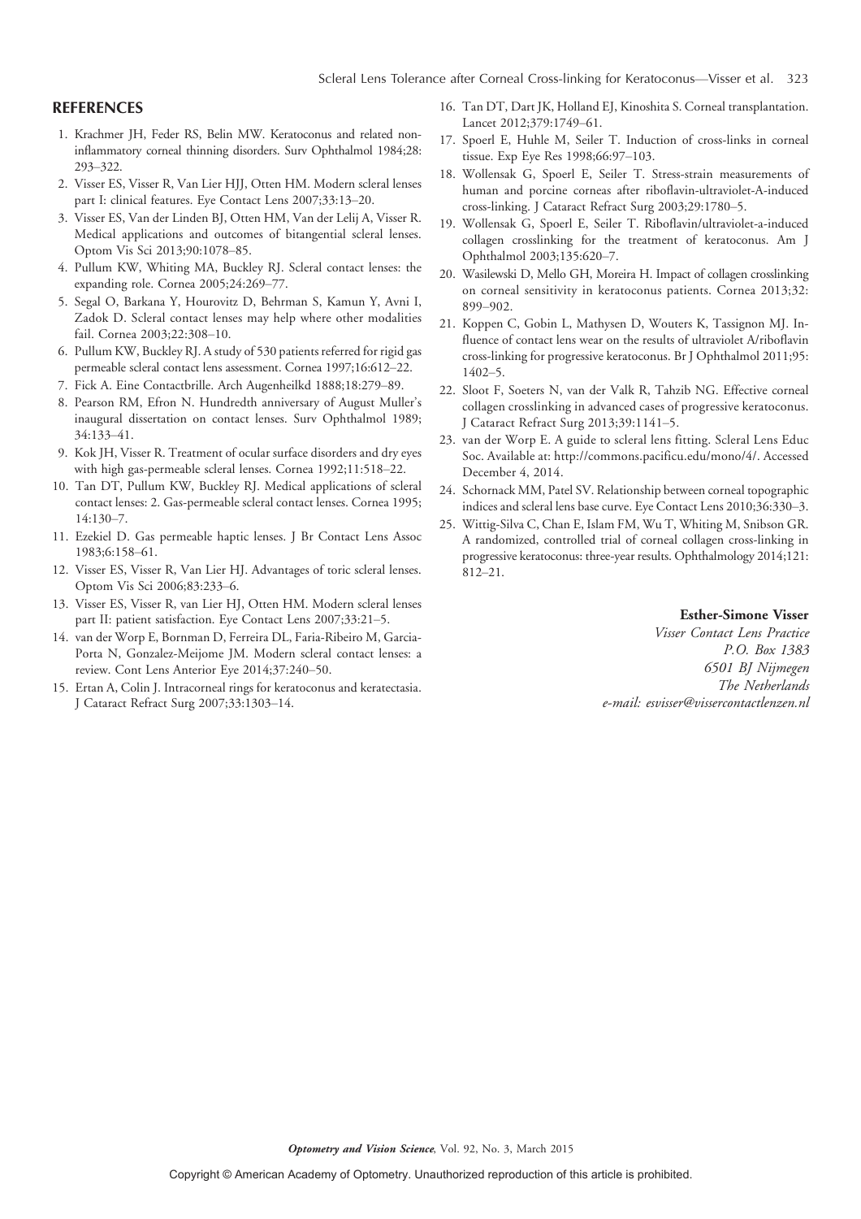## REFERENCES

1. Krachmer JH, Feder RS, Belin MW. Keratoconus and related noninflammatory corneal thinning disorders. Surv Ophthalmol 1984;28: 293–322.
2. Visser ES, Visser R, Van Lier HJJ, Otten HM. Modern scleral lenses part I: clinical features. Eye Contact Lens 2007;33:13–20.
3. Visser ES, Van der Linden BJ, Otten HM, Van der Lelij A, Visser R. Medical applications and outcomes of bitangential scleral lenses. Optom Vis Sci 2013;90:1078–85.
4. Pullum KW, Whiting MA, Buckley RJ. Scleral contact lenses: the expanding role. Cornea 2005;24:269–77.
5. Segal O, Barkana Y, Hourovitz D, Behrman S, Kamun Y, Avni I, Zadok D. Scleral contact lenses may help where other modalities fail. Cornea 2003;22:308–10.
6. Pullum KW, Buckley RJ. A study of 530 patients referred for rigid gas permeable scleral contact lens assessment. Cornea 1997;16:612–22.
7. Fick A. Eine Contactbrille. Arch Augenheilkd 1888;18:279–89.
8. Pearson RM, Efron N. Hundredth anniversary of August Muller's inaugural dissertation on contact lenses. Surv Ophthalmol 1989; 34:133–41.
9. Kok JH, Visser R. Treatment of ocular surface disorders and dry eyes with high gas-permeable scleral lenses. Cornea 1992;11:518–22.
10. Tan DT, Pullum KW, Buckley RJ. Medical applications of scleral contact lenses: 2. Gas-permeable scleral contact lenses. Cornea 1995; 14:130–7.
11. Ezekiel D. Gas permeable haptic lenses. J Br Contact Lens Assoc 1983;6:158–61.
12. Visser ES, Visser R, Van Lier HJ. Advantages of toric scleral lenses. Optom Vis Sci 2006;83:233–6.
13. Visser ES, Visser R, van Lier HJ, Otten HM. Modern scleral lenses part II: patient satisfaction. Eye Contact Lens 2007;33:21–5.
14. van der Worp E, Bornman D, Ferreira DL, Faria-Ribeiro M, Garcia-Porta N, Gonzalez-Meijome JM. Modern scleral contact lenses: a review. Cont Lens Anterior Eye 2014;37:240–50.
15. Ertan A, Colin J. Intracorneal rings for keratoconus and keratectasia. J Cataract Refract Surg 2007;33:1303–14.
16. Tan DT, Dart JK, Holland EJ, Kinoshita S. Corneal transplantation. Lancet 2012;379:1749–61.
17. Spoerl E, Huhle M, Seiler T. Induction of cross-links in corneal tissue. Exp Eye Res 1998;66:97–103.
18. Wollensak G, Spoerl E, Seiler T. Stress-strain measurements of human and porcine corneas after riboflavin-ultraviolet-A-induced cross-linking. J Cataract Refract Surg 2003;29:1780–5.
19. Wollensak G, Spoerl E, Seiler T. Riboflavin/ultraviolet-a-induced collagen crosslinking for the treatment of keratoconus. Am J Ophthalmol 2003;135:620–7.
20. Wasilewski D, Mello GH, Moreira H. Impact of collagen crosslinking on corneal sensitivity in keratoconus patients. Cornea 2013;32: 899–902.
21. Koppen C, Gobin L, Mathysen D, Wouters K, Tassignon MJ. Influence of contact lens wear on the results of ultraviolet A/riboflavin cross-linking for progressive keratoconus. Br J Ophthalmol 2011;95: 1402–5.
22. Sloot F, Soeters N, van der Valk R, Tahzib NG. Effective corneal collagen crosslinking in advanced cases of progressive keratoconus. J Cataract Refract Surg 2013;39:1141–5.
23. van der Worp E. A guide to scleral lens fitting. Scleral Lens Educ Soc. Available at: http://commons.pacificu.edu/mono/4/. Accessed December 4, 2014.
24. Schornack MM, Patel SV. Relationship between corneal topographic indices and scleral lens base curve. Eye Contact Lens 2010;36:330–3.
25. Wittig-Silva C, Chan E, Islam FM, Wu T, Whiting M, Snibson GR. A randomized, controlled trial of corneal collagen cross-linking in progressive keratoconus: three-year results. Ophthalmology 2014;121: 812–21.

**Esther-Simone Visser**
*Visser Contact Lens Practice*
*P.O. Box 1383*
*6501 BJ Nijmegen*
*The Netherlands*
*e-mail: esvisser@vissercontactlenzen.nl*

Copyright © American Academy of Optometry. Unauthorized reproduction of this article is prohibited.